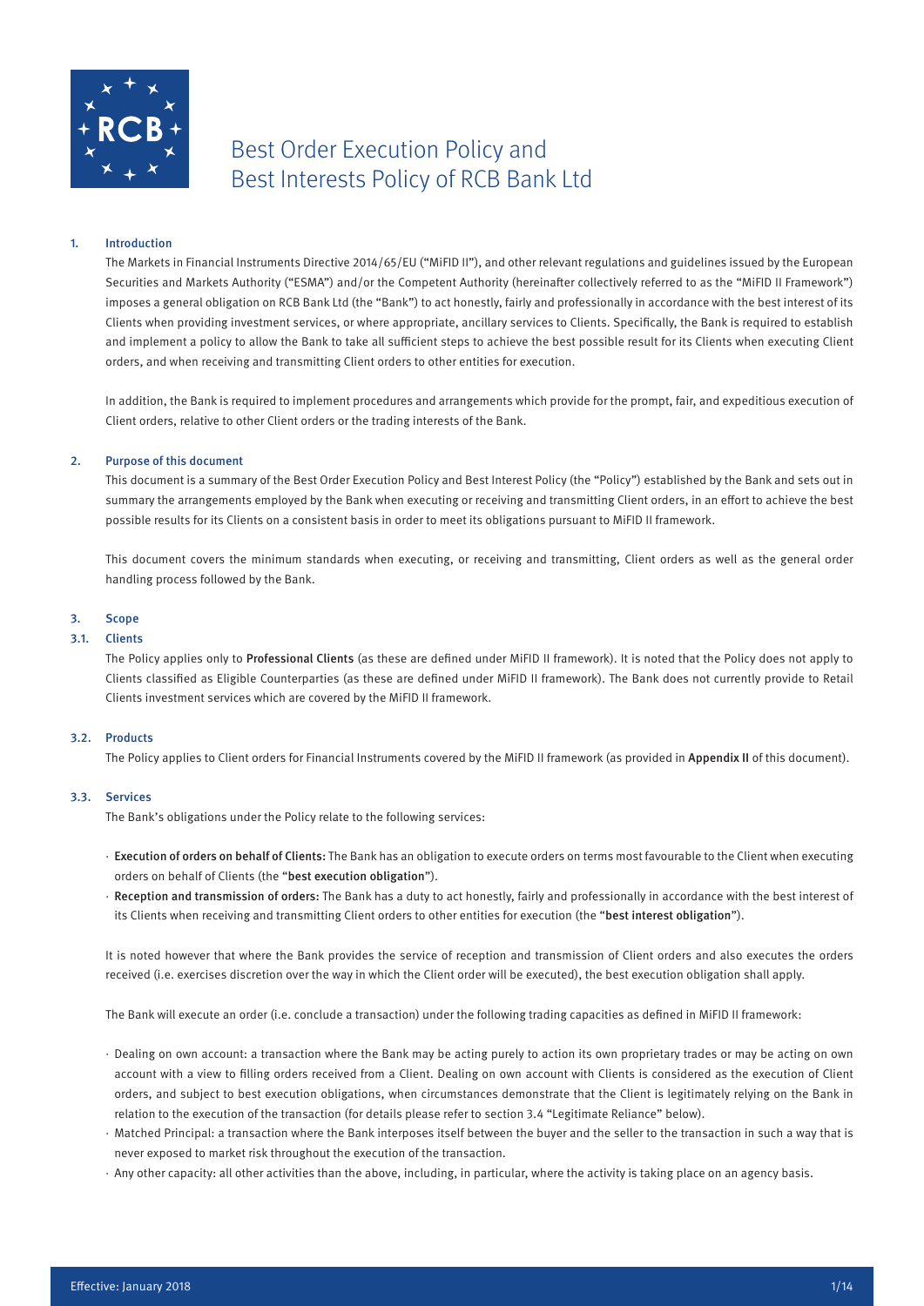# Best Order Execution Policy and Best Interests Policy of RCB Bank Ltd

## 1. Introduction

The Markets in Financial Instruments Directive 2014/65/EU ("MiFID II"), and other relevant regulations and guidelines issued by the European Securities and Markets Authority ("ESMA") and/or the Competent Authority (hereinafter collectively referred to as the "MiFID II Framework") imposes a general obligation on RCB Bank Ltd (the "Bank") to act honestly, fairly and professionally in accordance with the best interest of its Clients when providing investment services, or where appropriate, ancillary services to Clients. Specifically, the Bank is required to establish and implement a policy to allow the Bank to take all sufficient steps to achieve the best possible result for its Clients when executing Client orders, and when receiving and transmitting Client orders to other entities for execution.

In addition, the Bank is required to implement procedures and arrangements which provide for the prompt, fair, and expeditious execution of Client orders, relative to other Client orders or the trading interests of the Bank.

## 2. Purpose of this document

This document is a summary of the Best Order Execution Policy and Best Interest Policy (the "Policy") established by the Bank and sets out in summary the arrangements employed by the Bank when executing or receiving and transmitting Client orders, in an effort to achieve the best possible results for its Clients on a consistent basis in order to meet its obligations pursuant to MiFID II framework.

This document covers the minimum standards when executing, or receiving and transmitting, Client orders as well as the general order handling process followed by the Bank.

## 3. Scope

### 3.1. Clients

The Policy applies only to **Professional Clients** (as these are defined under MiFID II framework). It is noted that the Policy does not apply to Clients classified as Eligible Counterparties (as these are defined under MiFID II framework). The Bank does not currently provide to Retail Clients investment services which are covered by the MiFID II framework.

### 3.2. Products

The Policy applies to Client orders for Financial Instruments covered by the MiFID II framework (as provided in **Appendix II** of this document).

### 3.3. Services

The Bank's obligations under the Policy relate to the following services:

- **Execution of orders on behalf of Clients:** The Bank has an obligation to execute orders on terms most favourable to the Client when executing orders on behalf of Clients (the "**best execution obligation**").
- **Reception and transmission of orders:** The Bank has a duty to act honestly, fairly and professionally in accordance with the best interest of its Clients when receiving and transmitting Client orders to other entities for execution (the "**best interest obligation**").

It is noted however that where the Bank provides the service of reception and transmission of Client orders and also executes the orders received (i.e. exercises discretion over the way in which the Client order will be executed), the best execution obligation shall apply.

The Bank will execute an order (i.e. conclude a transaction) under the following trading capacities as defined in MiFID II framework:

- Dealing on own account: a transaction where the Bank may be acting purely to action its own proprietary trades or may be acting on own account with a view to filling orders received from a Client. Dealing on own account with Clients is considered as the execution of Client orders, and subject to best execution obligations, when circumstances demonstrate that the Client is legitimately relying on the Bank in relation to the execution of the transaction (for details please refer to section 3.4 "Legitimate Reliance" below).
- Matched Principal: a transaction where the Bank interposes itself between the buyer and the seller to the transaction in such a way that is never exposed to market risk throughout the execution of the transaction.
- Any other capacity: all other activities than the above, including, in particular, where the activity is taking place on an agency basis.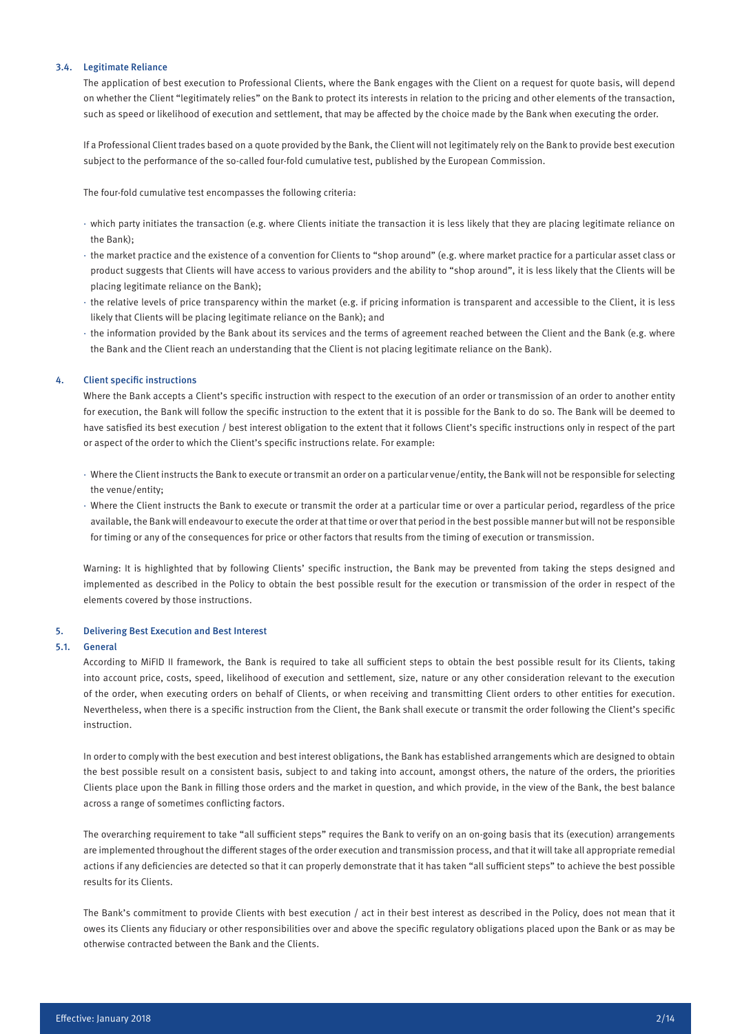### 3.4. Legitimate Reliance

The application of best execution to Professional Clients, where the Bank engages with the Client on a request for quote basis, will depend on whether the Client "legitimately relies" on the Bank to protect its interests in relation to the pricing and other elements of the transaction, such as speed or likelihood of execution and settlement, that may be affected by the choice made by the Bank when executing the order.

If a Professional Client trades based on a quote provided by the Bank, the Client will not legitimately rely on the Bank to provide best execution subject to the performance of the so-called four-fold cumulative test, published by the European Commission.

The four-fold cumulative test encompasses the following criteria:

- which party initiates the transaction (e.g. where Clients initiate the transaction it is less likely that they are placing legitimate reliance on the Bank);
- the market practice and the existence of a convention for Clients to "shop around" (e.g. where market practice for a particular asset class or product suggests that Clients will have access to various providers and the ability to "shop around", it is less likely that the Clients will be placing legitimate reliance on the Bank);
- the relative levels of price transparency within the market (e.g. if pricing information is transparent and accessible to the Client, it is less likely that Clients will be placing legitimate reliance on the Bank); and
- the information provided by the Bank about its services and the terms of agreement reached between the Client and the Bank (e.g. where the Bank and the Client reach an understanding that the Client is not placing legitimate reliance on the Bank).

## 4. Client specific instructions

Where the Bank accepts a Client's specific instruction with respect to the execution of an order or transmission of an order to another entity for execution, the Bank will follow the specific instruction to the extent that it is possible for the Bank to do so. The Bank will be deemed to have satisfied its best execution / best interest obligation to the extent that it follows Client's specific instructions only in respect of the part or aspect of the order to which the Client's specific instructions relate. For example:

- Where the Client instructs the Bank to execute or transmit an order on a particular venue/entity, the Bank will not be responsible for selecting the venue/entity;
- Where the Client instructs the Bank to execute or transmit the order at a particular time or over a particular period, regardless of the price available, the Bank will endeavour to execute the order at that time or over that period in the best possible manner but will not be responsible for timing or any of the consequences for price or other factors that results from the timing of execution or transmission.

Warning: It is highlighted that by following Clients' specific instruction, the Bank may be prevented from taking the steps designed and implemented as described in the Policy to obtain the best possible result for the execution or transmission of the order in respect of the elements covered by those instructions.

## 5. Delivering Best Execution and Best Interest

### 5.1. General

According to MiFID II framework, the Bank is required to take all sufficient steps to obtain the best possible result for its Clients, taking into account price, costs, speed, likelihood of execution and settlement, size, nature or any other consideration relevant to the execution of the order, when executing orders on behalf of Clients, or when receiving and transmitting Client orders to other entities for execution. Nevertheless, when there is a specific instruction from the Client, the Bank shall execute or transmit the order following the Client's specific instruction.

In order to comply with the best execution and best interest obligations, the Bank has established arrangements which are designed to obtain the best possible result on a consistent basis, subject to and taking into account, amongst others, the nature of the orders, the priorities Clients place upon the Bank in filling those orders and the market in question, and which provide, in the view of the Bank, the best balance across a range of sometimes conflicting factors.

The overarching requirement to take "all sufficient steps" requires the Bank to verify on an on-going basis that its (execution) arrangements are implemented throughout the different stages of the order execution and transmission process, and that it will take all appropriate remedial actions if any deficiencies are detected so that it can properly demonstrate that it has taken "all sufficient steps" to achieve the best possible results for its Clients.

The Bank's commitment to provide Clients with best execution / act in their best interest as described in the Policy, does not mean that it owes its Clients any fiduciary or other responsibilities over and above the specific regulatory obligations placed upon the Bank or as may be otherwise contracted between the Bank and the Clients.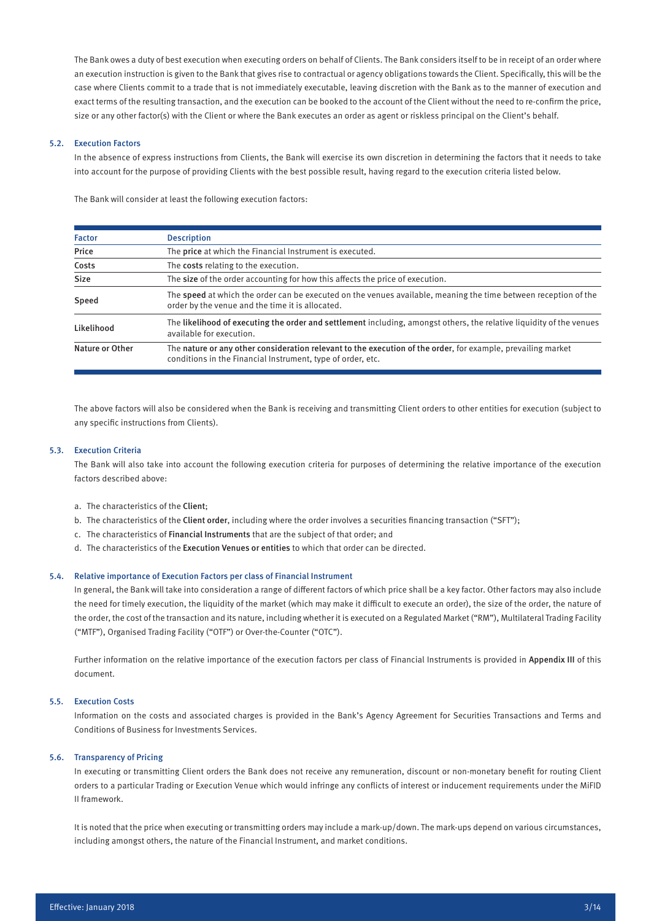The Bank owes a duty of best execution when executing orders on behalf of Clients. The Bank considers itself to be in receipt of an order where an execution instruction is given to the Bank that gives rise to contractual or agency obligations towards the Client. Specifically, this will be the case where Clients commit to a trade that is not immediately executable, leaving discretion with the Bank as to the manner of execution and exact terms of the resulting transaction, and the execution can be booked to the account of the Client without the need to re-confirm the price, size or any other factor(s) with the Client or where the Bank executes an order as agent or riskless principal on the Client's behalf.

### 5.2. Execution Factors

In the absence of express instructions from Clients, the Bank will exercise its own discretion in determining the factors that it needs to take into account for the purpose of providing Clients with the best possible result, having regard to the execution criteria listed below.

The Bank will consider at least the following execution factors:

| Factor | Description |
|---|---|
| Price | The **price** at which the Financial Instrument is executed. |
| Costs | The **costs** relating to the execution. |
| Size | The **size** of the order accounting for how this affects the price of execution. |
| Speed | The **speed** at which the order can be executed on the venues available, meaning the time between reception of the order by the venue and the time it is allocated. |
| Likelihood | The **likelihood of executing the order and settlement** including, amongst others, the relative liquidity of the venues available for execution. |
| Nature or Other | The **nature or any other consideration relevant to the execution of the order**, for example, prevailing market conditions in the Financial Instrument, type of order, etc. |

The above factors will also be considered when the Bank is receiving and transmitting Client orders to other entities for execution (subject to any specific instructions from Clients).

### 5.3. Execution Criteria

The Bank will also take into account the following execution criteria for purposes of determining the relative importance of the execution factors described above:

a. The characteristics of the **Client**;
b. The characteristics of the **Client order**, including where the order involves a securities financing transaction ("SFT");
c. The characteristics of **Financial Instruments** that are the subject of that order; and
d. The characteristics of the **Execution Venues or entities** to which that order can be directed.

### 5.4. Relative importance of Execution Factors per class of Financial Instrument

In general, the Bank will take into consideration a range of different factors of which price shall be a key factor. Other factors may also include the need for timely execution, the liquidity of the market (which may make it difficult to execute an order), the size of the order, the nature of the order, the cost of the transaction and its nature, including whether it is executed on a Regulated Market ("RM"), Multilateral Trading Facility ("MTF"), Organised Trading Facility ("OTF") or Over-the-Counter ("OTC").

Further information on the relative importance of the execution factors per class of Financial Instruments is provided in **Appendix III** of this document.

### 5.5. Execution Costs

Information on the costs and associated charges is provided in the Bank's Agency Agreement for Securities Transactions and Terms and Conditions of Business for Investments Services.

### 5.6. Transparency of Pricing

In executing or transmitting Client orders the Bank does not receive any remuneration, discount or non-monetary benefit for routing Client orders to a particular Trading or Execution Venue which would infringe any conflicts of interest or inducement requirements under the MiFID II framework.

It is noted that the price when executing or transmitting orders may include a mark-up/down. The mark-ups depend on various circumstances, including amongst others, the nature of the Financial Instrument, and market conditions.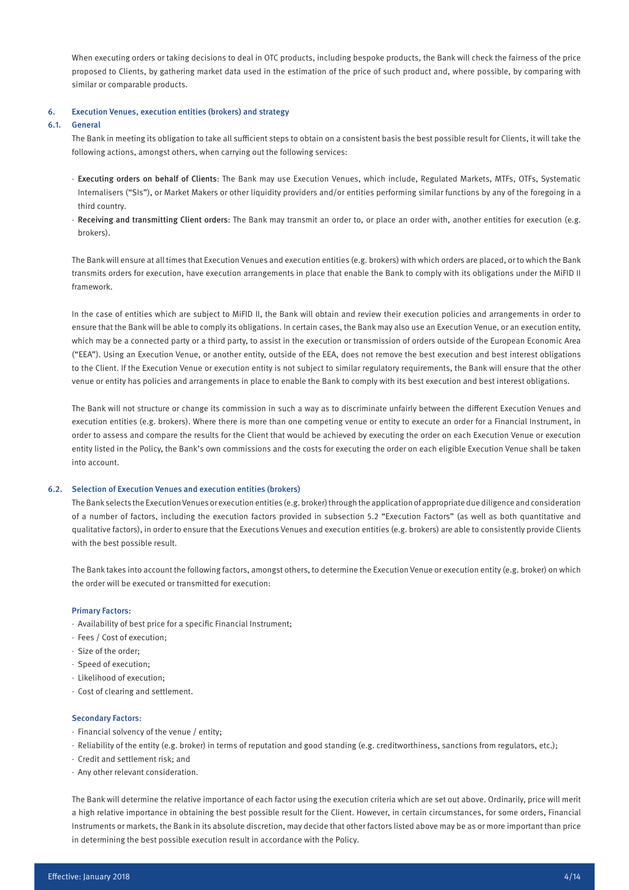When executing orders or taking decisions to deal in OTC products, including bespoke products, the Bank will check the fairness of the price proposed to Clients, by gathering market data used in the estimation of the price of such product and, where possible, by comparing with similar or comparable products.

## 6. Execution Venues, execution entities (brokers) and strategy

### 6.1. General

The Bank in meeting its obligation to take all sufficient steps to obtain on a consistent basis the best possible result for Clients, it will take the following actions, amongst others, when carrying out the following services:

- **Executing orders on behalf of Clients**: The Bank may use Execution Venues, which include, Regulated Markets, MTFs, OTFs, Systematic Internalisers ("SIs"), or Market Makers or other liquidity providers and/or entities performing similar functions by any of the foregoing in a third country.
- **Receiving and transmitting Client orders**: The Bank may transmit an order to, or place an order with, another entities for execution (e.g. brokers).

The Bank will ensure at all times that Execution Venues and execution entities (e.g. brokers) with which orders are placed, or to which the Bank transmits orders for execution, have execution arrangements in place that enable the Bank to comply with its obligations under the MiFID II framework.

In the case of entities which are subject to MiFID II, the Bank will obtain and review their execution policies and arrangements in order to ensure that the Bank will be able to comply its obligations. In certain cases, the Bank may also use an Execution Venue, or an execution entity, which may be a connected party or a third party, to assist in the execution or transmission of orders outside of the European Economic Area ("EEA"). Using an Execution Venue, or another entity, outside of the EEA, does not remove the best execution and best interest obligations to the Client. If the Execution Venue or execution entity is not subject to similar regulatory requirements, the Bank will ensure that the other venue or entity has policies and arrangements in place to enable the Bank to comply with its best execution and best interest obligations.

The Bank will not structure or change its commission in such a way as to discriminate unfairly between the different Execution Venues and execution entities (e.g. brokers). Where there is more than one competing venue or entity to execute an order for a Financial Instrument, in order to assess and compare the results for the Client that would be achieved by executing the order on each Execution Venue or execution entity listed in the Policy, the Bank's own commissions and the costs for executing the order on each eligible Execution Venue shall be taken into account.

### 6.2. Selection of Execution Venues and execution entities (brokers)

The Bank selects the Execution Venues or execution entities (e.g. broker) through the application of appropriate due diligence and consideration of a number of factors, including the execution factors provided in subsection 5.2 "Execution Factors" (as well as both quantitative and qualitative factors), in order to ensure that the Executions Venues and execution entities (e.g. brokers) are able to consistently provide Clients with the best possible result.

The Bank takes into account the following factors, amongst others, to determine the Execution Venue or execution entity (e.g. broker) on which the order will be executed or transmitted for execution:

#### Primary Factors:

- Availability of best price for a specific Financial Instrument;
- Fees / Cost of execution;
- Size of the order;
- Speed of execution;
- Likelihood of execution;
- Cost of clearing and settlement.

#### Secondary Factors:

- Financial solvency of the venue / entity;
- Reliability of the entity (e.g. broker) in terms of reputation and good standing (e.g. creditworthiness, sanctions from regulators, etc.);
- Credit and settlement risk; and
- Any other relevant consideration.

The Bank will determine the relative importance of each factor using the execution criteria which are set out above. Ordinarily, price will merit a high relative importance in obtaining the best possible result for the Client. However, in certain circumstances, for some orders, Financial Instruments or markets, the Bank in its absolute discretion, may decide that other factors listed above may be as or more important than price in determining the best possible execution result in accordance with the Policy.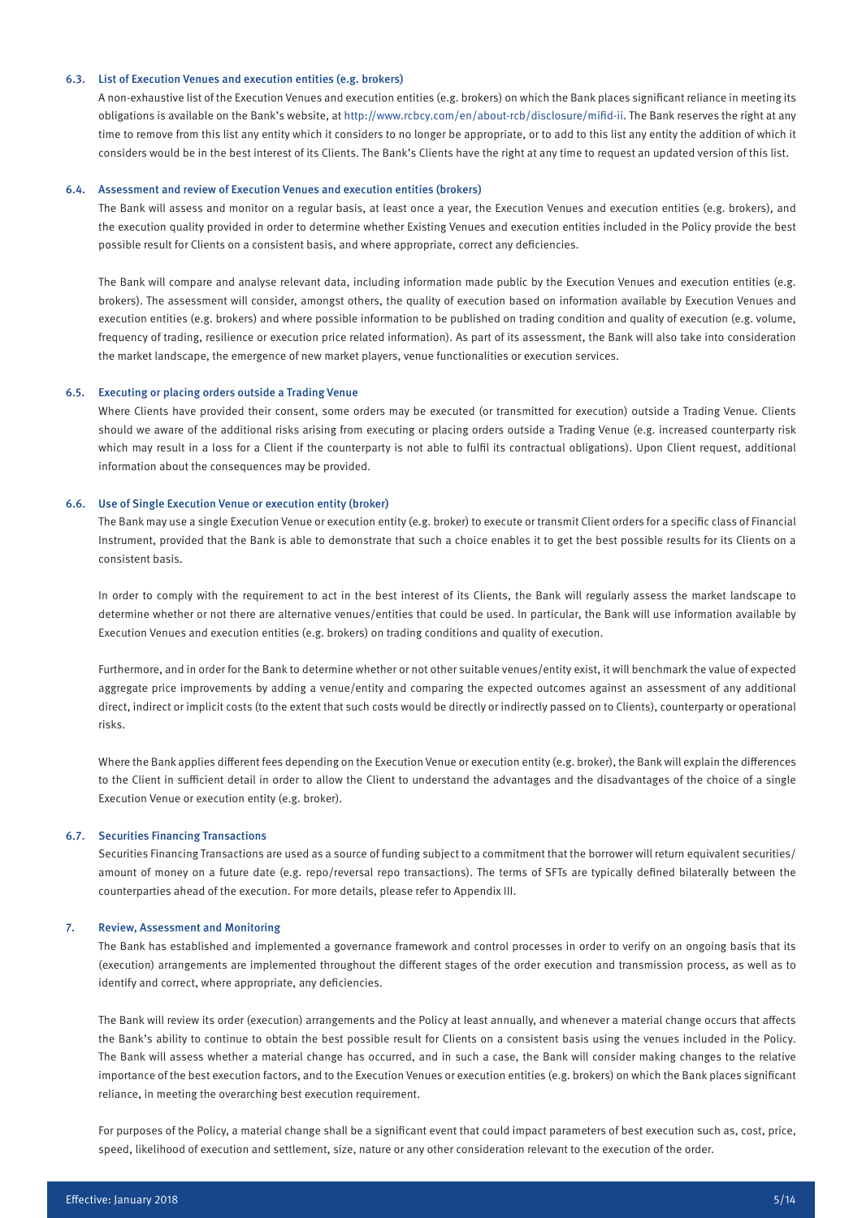### 6.3. List of Execution Venues and execution entities (e.g. brokers)

A non-exhaustive list of the Execution Venues and execution entities (e.g. brokers) on which the Bank places significant reliance in meeting its obligations is available on the Bank's website, at http://www.rcbcy.com/en/about-rcb/disclosure/mifid-ii. The Bank reserves the right at any time to remove from this list any entity which it considers to no longer be appropriate, or to add to this list any entity the addition of which it considers would be in the best interest of its Clients. The Bank's Clients have the right at any time to request an updated version of this list.

### 6.4. Assessment and review of Execution Venues and execution entities (brokers)

The Bank will assess and monitor on a regular basis, at least once a year, the Execution Venues and execution entities (e.g. brokers), and the execution quality provided in order to determine whether Existing Venues and execution entities included in the Policy provide the best possible result for Clients on a consistent basis, and where appropriate, correct any deficiencies.

The Bank will compare and analyse relevant data, including information made public by the Execution Venues and execution entities (e.g. brokers). The assessment will consider, amongst others, the quality of execution based on information available by Execution Venues and execution entities (e.g. brokers) and where possible information to be published on trading condition and quality of execution (e.g. volume, frequency of trading, resilience or execution price related information). As part of its assessment, the Bank will also take into consideration the market landscape, the emergence of new market players, venue functionalities or execution services.

### 6.5. Executing or placing orders outside a Trading Venue

Where Clients have provided their consent, some orders may be executed (or transmitted for execution) outside a Trading Venue. Clients should we aware of the additional risks arising from executing or placing orders outside a Trading Venue (e.g. increased counterparty risk which may result in a loss for a Client if the counterparty is not able to fulfil its contractual obligations). Upon Client request, additional information about the consequences may be provided.

### 6.6. Use of Single Execution Venue or execution entity (broker)

The Bank may use a single Execution Venue or execution entity (e.g. broker) to execute or transmit Client orders for a specific class of Financial Instrument, provided that the Bank is able to demonstrate that such a choice enables it to get the best possible results for its Clients on a consistent basis.

In order to comply with the requirement to act in the best interest of its Clients, the Bank will regularly assess the market landscape to determine whether or not there are alternative venues/entities that could be used. In particular, the Bank will use information available by Execution Venues and execution entities (e.g. brokers) on trading conditions and quality of execution.

Furthermore, and in order for the Bank to determine whether or not other suitable venues/entity exist, it will benchmark the value of expected aggregate price improvements by adding a venue/entity and comparing the expected outcomes against an assessment of any additional direct, indirect or implicit costs (to the extent that such costs would be directly or indirectly passed on to Clients), counterparty or operational risks.

Where the Bank applies different fees depending on the Execution Venue or execution entity (e.g. broker), the Bank will explain the differences to the Client in sufficient detail in order to allow the Client to understand the advantages and the disadvantages of the choice of a single Execution Venue or execution entity (e.g. broker).

### 6.7. Securities Financing Transactions

Securities Financing Transactions are used as a source of funding subject to a commitment that the borrower will return equivalent securities/ amount of money on a future date (e.g. repo/reversal repo transactions). The terms of SFTs are typically defined bilaterally between the counterparties ahead of the execution. For more details, please refer to Appendix III.

## 7. Review, Assessment and Monitoring

The Bank has established and implemented a governance framework and control processes in order to verify on an ongoing basis that its (execution) arrangements are implemented throughout the different stages of the order execution and transmission process, as well as to identify and correct, where appropriate, any deficiencies.

The Bank will review its order (execution) arrangements and the Policy at least annually, and whenever a material change occurs that affects the Bank's ability to continue to obtain the best possible result for Clients on a consistent basis using the venues included in the Policy. The Bank will assess whether a material change has occurred, and in such a case, the Bank will consider making changes to the relative importance of the best execution factors, and to the Execution Venues or execution entities (e.g. brokers) on which the Bank places significant reliance, in meeting the overarching best execution requirement.

For purposes of the Policy, a material change shall be a significant event that could impact parameters of best execution such as, cost, price, speed, likelihood of execution and settlement, size, nature or any other consideration relevant to the execution of the order.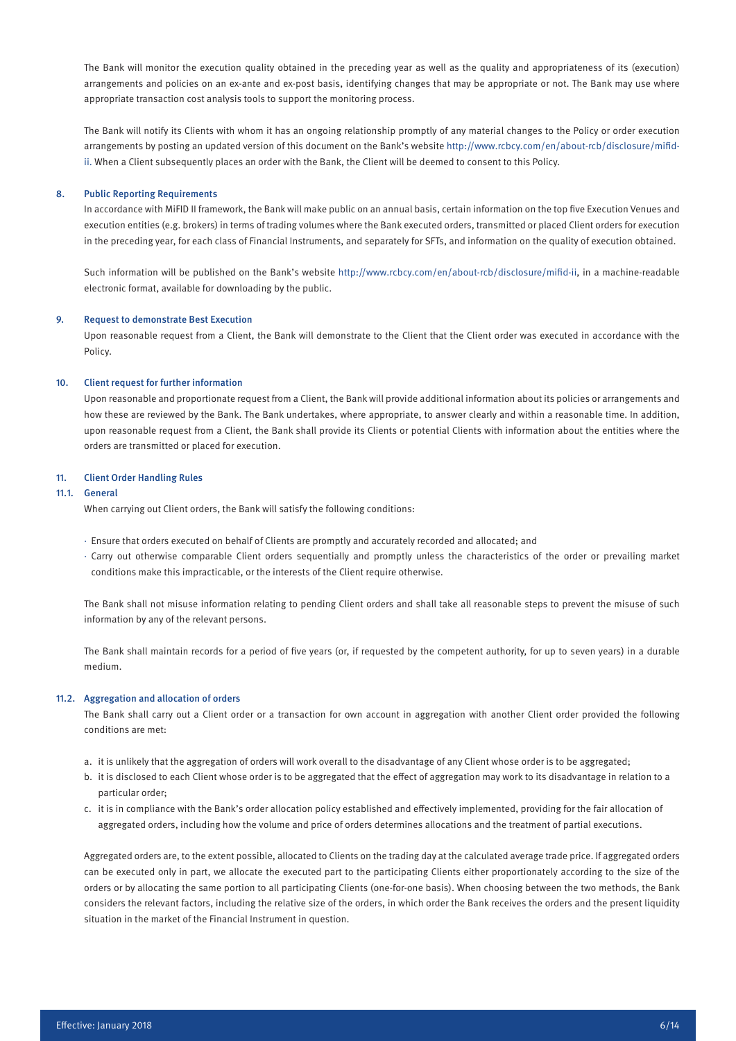The Bank will monitor the execution quality obtained in the preceding year as well as the quality and appropriateness of its (execution) arrangements and policies on an ex-ante and ex-post basis, identifying changes that may be appropriate or not. The Bank may use where appropriate transaction cost analysis tools to support the monitoring process.

The Bank will notify its Clients with whom it has an ongoing relationship promptly of any material changes to the Policy or order execution arrangements by posting an updated version of this document on the Bank's website http://www.rcbcy.com/en/about-rcb/disclosure/mifid-ii. When a Client subsequently places an order with the Bank, the Client will be deemed to consent to this Policy.

## 8. Public Reporting Requirements

In accordance with MiFID II framework, the Bank will make public on an annual basis, certain information on the top five Execution Venues and execution entities (e.g. brokers) in terms of trading volumes where the Bank executed orders, transmitted or placed Client orders for execution in the preceding year, for each class of Financial Instruments, and separately for SFTs, and information on the quality of execution obtained.

Such information will be published on the Bank's website http://www.rcbcy.com/en/about-rcb/disclosure/mifid-ii, in a machine-readable electronic format, available for downloading by the public.

## 9. Request to demonstrate Best Execution

Upon reasonable request from a Client, the Bank will demonstrate to the Client that the Client order was executed in accordance with the Policy.

## 10. Client request for further information

Upon reasonable and proportionate request from a Client, the Bank will provide additional information about its policies or arrangements and how these are reviewed by the Bank. The Bank undertakes, where appropriate, to answer clearly and within a reasonable time. In addition, upon reasonable request from a Client, the Bank shall provide its Clients or potential Clients with information about the entities where the orders are transmitted or placed for execution.

## 11. Client Order Handling Rules

### 11.1. General

When carrying out Client orders, the Bank will satisfy the following conditions:

- Ensure that orders executed on behalf of Clients are promptly and accurately recorded and allocated; and
- Carry out otherwise comparable Client orders sequentially and promptly unless the characteristics of the order or prevailing market conditions make this impracticable, or the interests of the Client require otherwise.

The Bank shall not misuse information relating to pending Client orders and shall take all reasonable steps to prevent the misuse of such information by any of the relevant persons.

The Bank shall maintain records for a period of five years (or, if requested by the competent authority, for up to seven years) in a durable medium.

### 11.2. Aggregation and allocation of orders

The Bank shall carry out a Client order or a transaction for own account in aggregation with another Client order provided the following conditions are met:

a. it is unlikely that the aggregation of orders will work overall to the disadvantage of any Client whose order is to be aggregated;
b. it is disclosed to each Client whose order is to be aggregated that the effect of aggregation may work to its disadvantage in relation to a particular order;
c. it is in compliance with the Bank's order allocation policy established and effectively implemented, providing for the fair allocation of aggregated orders, including how the volume and price of orders determines allocations and the treatment of partial executions.

Aggregated orders are, to the extent possible, allocated to Clients on the trading day at the calculated average trade price. If aggregated orders can be executed only in part, we allocate the executed part to the participating Clients either proportionately according to the size of the orders or by allocating the same portion to all participating Clients (one-for-one basis). When choosing between the two methods, the Bank considers the relevant factors, including the relative size of the orders, in which order the Bank receives the orders and the present liquidity situation in the market of the Financial Instrument in question.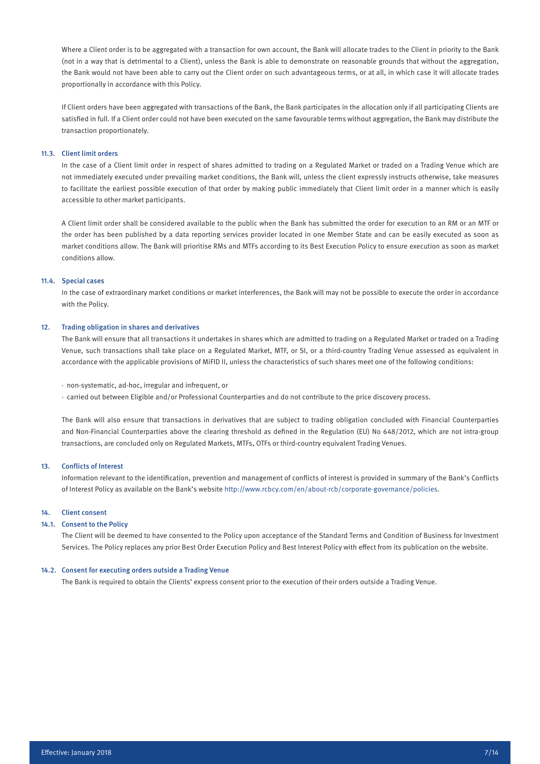Where a Client order is to be aggregated with a transaction for own account, the Bank will allocate trades to the Client in priority to the Bank (not in a way that is detrimental to a Client), unless the Bank is able to demonstrate on reasonable grounds that without the aggregation, the Bank would not have been able to carry out the Client order on such advantageous terms, or at all, in which case it will allocate trades proportionally in accordance with this Policy.

If Client orders have been aggregated with transactions of the Bank, the Bank participates in the allocation only if all participating Clients are satisfied in full. If a Client order could not have been executed on the same favourable terms without aggregation, the Bank may distribute the transaction proportionately.

### 11.3. Client limit orders

In the case of a Client limit order in respect of shares admitted to trading on a Regulated Market or traded on a Trading Venue which are not immediately executed under prevailing market conditions, the Bank will, unless the client expressly instructs otherwise, take measures to facilitate the earliest possible execution of that order by making public immediately that Client limit order in a manner which is easily accessible to other market participants.

A Client limit order shall be considered available to the public when the Bank has submitted the order for execution to an RM or an MTF or the order has been published by a data reporting services provider located in one Member State and can be easily executed as soon as market conditions allow. The Bank will prioritise RMs and MTFs according to its Best Execution Policy to ensure execution as soon as market conditions allow.

### 11.4. Special cases

In the case of extraordinary market conditions or market interferences, the Bank will may not be possible to execute the order in accordance with the Policy.

## 12. Trading obligation in shares and derivatives

The Bank will ensure that all transactions it undertakes in shares which are admitted to trading on a Regulated Market or traded on a Trading Venue, such transactions shall take place on a Regulated Market, MTF, or SI, or a third-country Trading Venue assessed as equivalent in accordance with the applicable provisions of MiFID II, unless the characteristics of such shares meet one of the following conditions:

- non-systematic, ad-hoc, irregular and infrequent, or
- carried out between Eligible and/or Professional Counterparties and do not contribute to the price discovery process.

The Bank will also ensure that transactions in derivatives that are subject to trading obligation concluded with Financial Counterparties and Non-Financial Counterparties above the clearing threshold as defined in the Regulation (EU) No 648/2012, which are not intra-group transactions, are concluded only on Regulated Markets, MTFs, OTFs or third-country equivalent Trading Venues.

## 13. Conflicts of Interest

Information relevant to the identification, prevention and management of conflicts of interest is provided in summary of the Bank's Conflicts of Interest Policy as available on the Bank's website http://www.rcbcy.com/en/about-rcb/corporate-governance/policies.

## 14. Client consent

### 14.1. Consent to the Policy

The Client will be deemed to have consented to the Policy upon acceptance of the Standard Terms and Condition of Business for Investment Services. The Policy replaces any prior Best Order Execution Policy and Best Interest Policy with effect from its publication on the website.

### 14.2. Consent for executing orders outside a Trading Venue

The Bank is required to obtain the Clients' express consent prior to the execution of their orders outside a Trading Venue.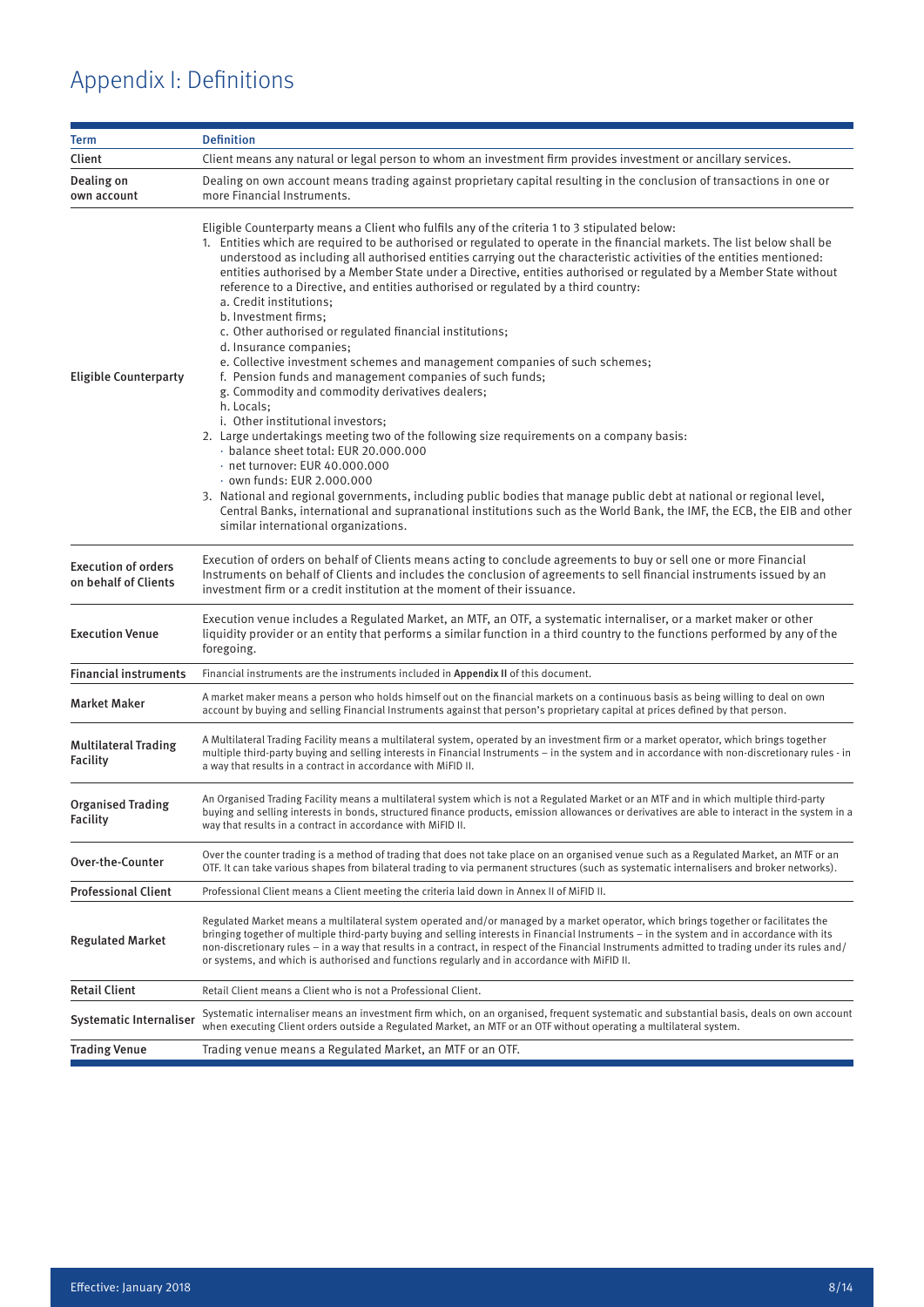# Appendix I: Definitions

| Term | Definition |
|---|---|
| Client | Client means any natural or legal person to whom an investment firm provides investment or ancillary services. |
| Dealing on own account | Dealing on own account means trading against proprietary capital resulting in the conclusion of transactions in one or more Financial Instruments. |
| Eligible Counterparty | Eligible Counterparty means a Client who fulfils any of the criteria 1 to 3 stipulated below:<br>1. Entities which are required to be authorised or regulated to operate in the financial markets. The list below shall be understood as including all authorised entities carrying out the characteristic activities of the entities mentioned: entities authorised by a Member State under a Directive, entities authorised or regulated by a Member State without reference to a Directive, and entities authorised or regulated by a third country:<br>a. Credit institutions;<br>b. Investment firms;<br>c. Other authorised or regulated financial institutions;<br>d. Insurance companies;<br>e. Collective investment schemes and management companies of such schemes;<br>f. Pension funds and management companies of such funds;<br>g. Commodity and commodity derivatives dealers;<br>h. Locals;<br>i. Other institutional investors;<br>2. Large undertakings meeting two of the following size requirements on a company basis:<br>· balance sheet total: EUR 20.000.000<br>· net turnover: EUR 40.000.000<br>· own funds: EUR 2.000.000<br>3. National and regional governments, including public bodies that manage public debt at national or regional level, Central Banks, international and supranational institutions such as the World Bank, the IMF, the ECB, the EIB and other similar international organizations. |
| Execution of orders on behalf of Clients | Execution of orders on behalf of Clients means acting to conclude agreements to buy or sell one or more Financial Instruments on behalf of Clients and includes the conclusion of agreements to sell financial instruments issued by an investment firm or a credit institution at the moment of their issuance. |
| Execution Venue | Execution venue includes a Regulated Market, an MTF, an OTF, a systematic internaliser, or a market maker or other liquidity provider or an entity that performs a similar function in a third country to the functions performed by any of the foregoing. |
| Financial instruments | Financial instruments are the instruments included in **Appendix II** of this document. |
| Market Maker | A market maker means a person who holds himself out on the financial markets on a continuous basis as being willing to deal on own account by buying and selling Financial Instruments against that person's proprietary capital at prices defined by that person. |
| Multilateral Trading Facility | A Multilateral Trading Facility means a multilateral system, operated by an investment firm or a market operator, which brings together multiple third-party buying and selling interests in Financial Instruments – in the system and in accordance with non-discretionary rules - in a way that results in a contract in accordance with MiFID II. |
| Organised Trading Facility | An Organised Trading Facility means a multilateral system which is not a Regulated Market or an MTF and in which multiple third-party buying and selling interests in bonds, structured finance products, emission allowances or derivatives are able to interact in the system in a way that results in a contract in accordance with MiFID II. |
| Over-the-Counter | Over the counter trading is a method of trading that does not take place on an organised venue such as a Regulated Market, an MTF or an OTF. It can take various shapes from bilateral trading to via permanent structures (such as systematic internalisers and broker networks). |
| Professional Client | Professional Client means a Client meeting the criteria laid down in Annex II of MiFID II. |
| Regulated Market | Regulated Market means a multilateral system operated and/or managed by a market operator, which brings together or facilitates the bringing together of multiple third-party buying and selling interests in Financial Instruments – in the system and in accordance with its non-discretionary rules – in a way that results in a contract, in respect of the Financial Instruments admitted to trading under its rules and/or systems, and which is authorised and functions regularly and in accordance with MiFID II. |
| Retail Client | Retail Client means a Client who is not a Professional Client. |
| Systematic Internaliser | Systematic internaliser means an investment firm which, on an organised, frequent systematic and substantial basis, deals on own account when executing Client orders outside a Regulated Market, an MTF or an OTF without operating a multilateral system. |
| Trading Venue | Trading venue means a Regulated Market, an MTF or an OTF. |

Effective: January 2018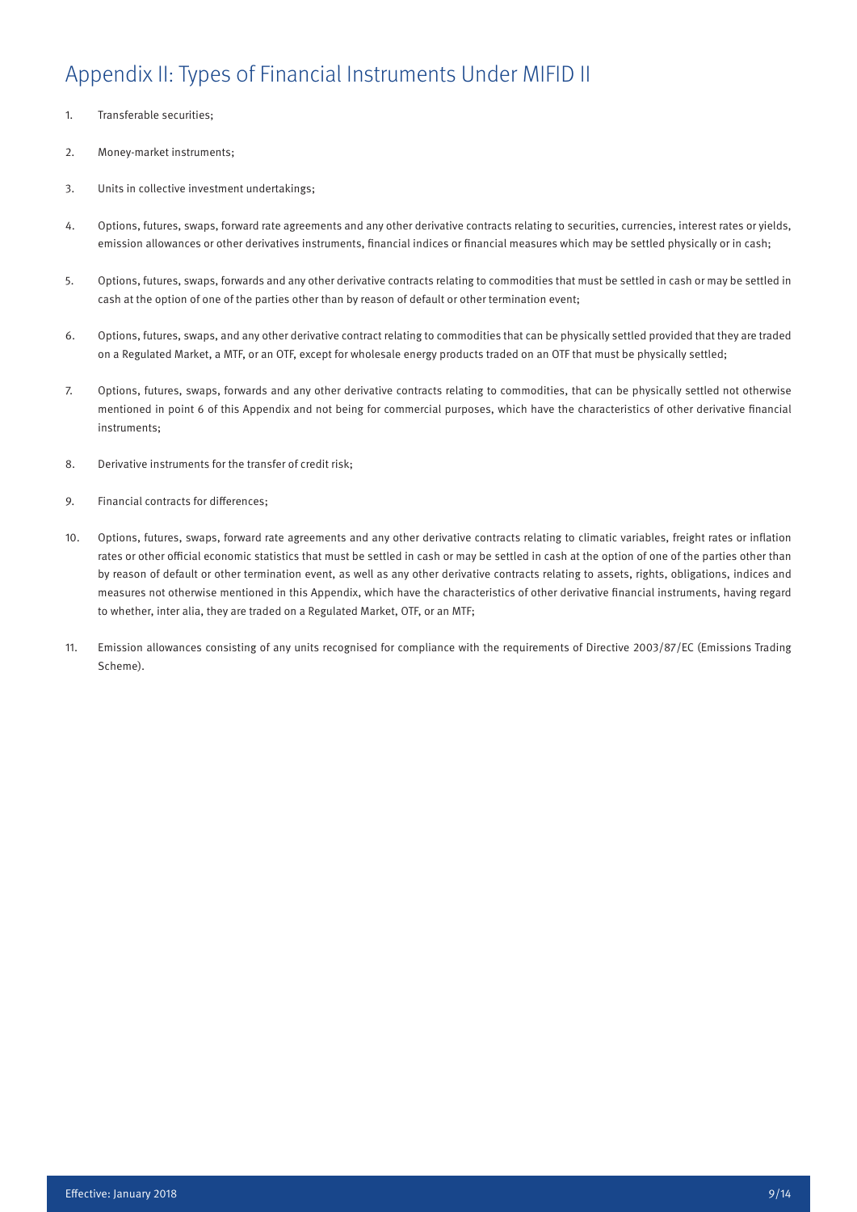# Appendix II: Types of Financial Instruments Under MIFID II

1. Transferable securities;

2. Money-market instruments;

3. Units in collective investment undertakings;

4. Options, futures, swaps, forward rate agreements and any other derivative contracts relating to securities, currencies, interest rates or yields, emission allowances or other derivatives instruments, financial indices or financial measures which may be settled physically or in cash;

5. Options, futures, swaps, forwards and any other derivative contracts relating to commodities that must be settled in cash or may be settled in cash at the option of one of the parties other than by reason of default or other termination event;

6. Options, futures, swaps, and any other derivative contract relating to commodities that can be physically settled provided that they are traded on a Regulated Market, a MTF, or an OTF, except for wholesale energy products traded on an OTF that must be physically settled;

7. Options, futures, swaps, forwards and any other derivative contracts relating to commodities, that can be physically settled not otherwise mentioned in point 6 of this Appendix and not being for commercial purposes, which have the characteristics of other derivative financial instruments;

8. Derivative instruments for the transfer of credit risk;

9. Financial contracts for differences;

10. Options, futures, swaps, forward rate agreements and any other derivative contracts relating to climatic variables, freight rates or inflation rates or other official economic statistics that must be settled in cash or may be settled in cash at the option of one of the parties other than by reason of default or other termination event, as well as any other derivative contracts relating to assets, rights, obligations, indices and measures not otherwise mentioned in this Appendix, which have the characteristics of other derivative financial instruments, having regard to whether, inter alia, they are traded on a Regulated Market, OTF, or an MTF;

11. Emission allowances consisting of any units recognised for compliance with the requirements of Directive 2003/87/EC (Emissions Trading Scheme).

Effective: January 2018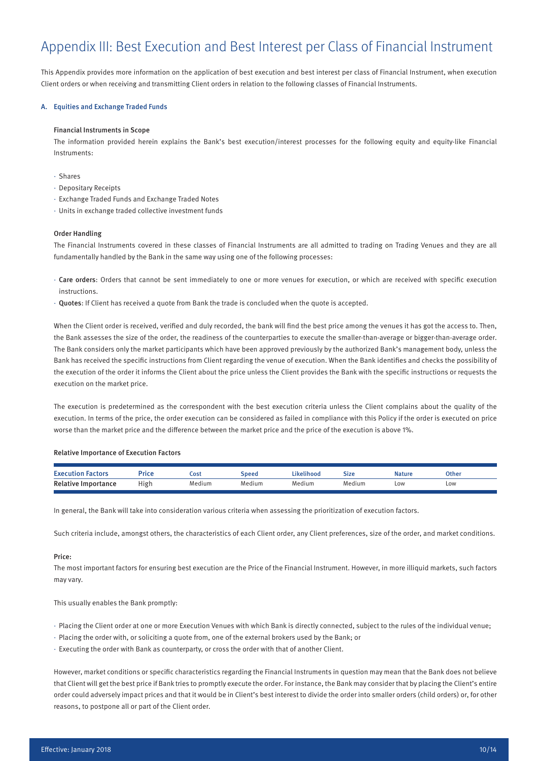# Appendix III: Best Execution and Best Interest per Class of Financial Instrument

This Appendix provides more information on the application of best execution and best interest per class of Financial Instrument, when execution Client orders or when receiving and transmitting Client orders in relation to the following classes of Financial Instruments.

## A. Equities and Exchange Traded Funds

### Financial Instruments in Scope

The information provided herein explains the Bank's best execution/interest processes for the following equity and equity-like Financial Instruments:

- Shares
- Depositary Receipts
- Exchange Traded Funds and Exchange Traded Notes
- Units in exchange traded collective investment funds

### Order Handling

The Financial Instruments covered in these classes of Financial Instruments are all admitted to trading on Trading Venues and they are all fundamentally handled by the Bank in the same way using one of the following processes:

- **Care orders**: Orders that cannot be sent immediately to one or more venues for execution, or which are received with specific execution instructions.
- **Quotes**: If Client has received a quote from Bank the trade is concluded when the quote is accepted.

When the Client order is received, verified and duly recorded, the bank will find the best price among the venues it has got the access to. Then, the Bank assesses the size of the order, the readiness of the counterparties to execute the smaller-than-average or bigger-than-average order. The Bank considers only the market participants which have been approved previously by the authorized Bank's management body, unless the Bank has received the specific instructions from Client regarding the venue of execution. When the Bank identifies and checks the possibility of the execution of the order it informs the Client about the price unless the Client provides the Bank with the specific instructions or requests the execution on the market price.

The execution is predetermined as the correspondent with the best execution criteria unless the Client complains about the quality of the execution. In terms of the price, the order execution can be considered as failed in compliance with this Policy if the order is executed on price worse than the market price and the difference between the market price and the price of the execution is above 1%.

### Relative Importance of Execution Factors

| Execution Factors | Price | Cost | Speed | Likelihood | Size | Nature | Other |
|---|---|---|---|---|---|---|---|
| Relative Importance | High | Medium | Medium | Medium | Medium | Low | Low |

In general, the Bank will take into consideration various criteria when assessing the prioritization of execution factors.

Such criteria include, amongst others, the characteristics of each Client order, any Client preferences, size of the order, and market conditions.

### Price:

The most important factors for ensuring best execution are the Price of the Financial Instrument. However, in more illiquid markets, such factors may vary.

This usually enables the Bank promptly:

- Placing the Client order at one or more Execution Venues with which Bank is directly connected, subject to the rules of the individual venue;
- Placing the order with, or soliciting a quote from, one of the external brokers used by the Bank; or
- Executing the order with Bank as counterparty, or cross the order with that of another Client.

However, market conditions or specific characteristics regarding the Financial Instruments in question may mean that the Bank does not believe that Client will get the best price if Bank tries to promptly execute the order. For instance, the Bank may consider that by placing the Client's entire order could adversely impact prices and that it would be in Client's best interest to divide the order into smaller orders (child orders) or, for other reasons, to postpone all or part of the Client order.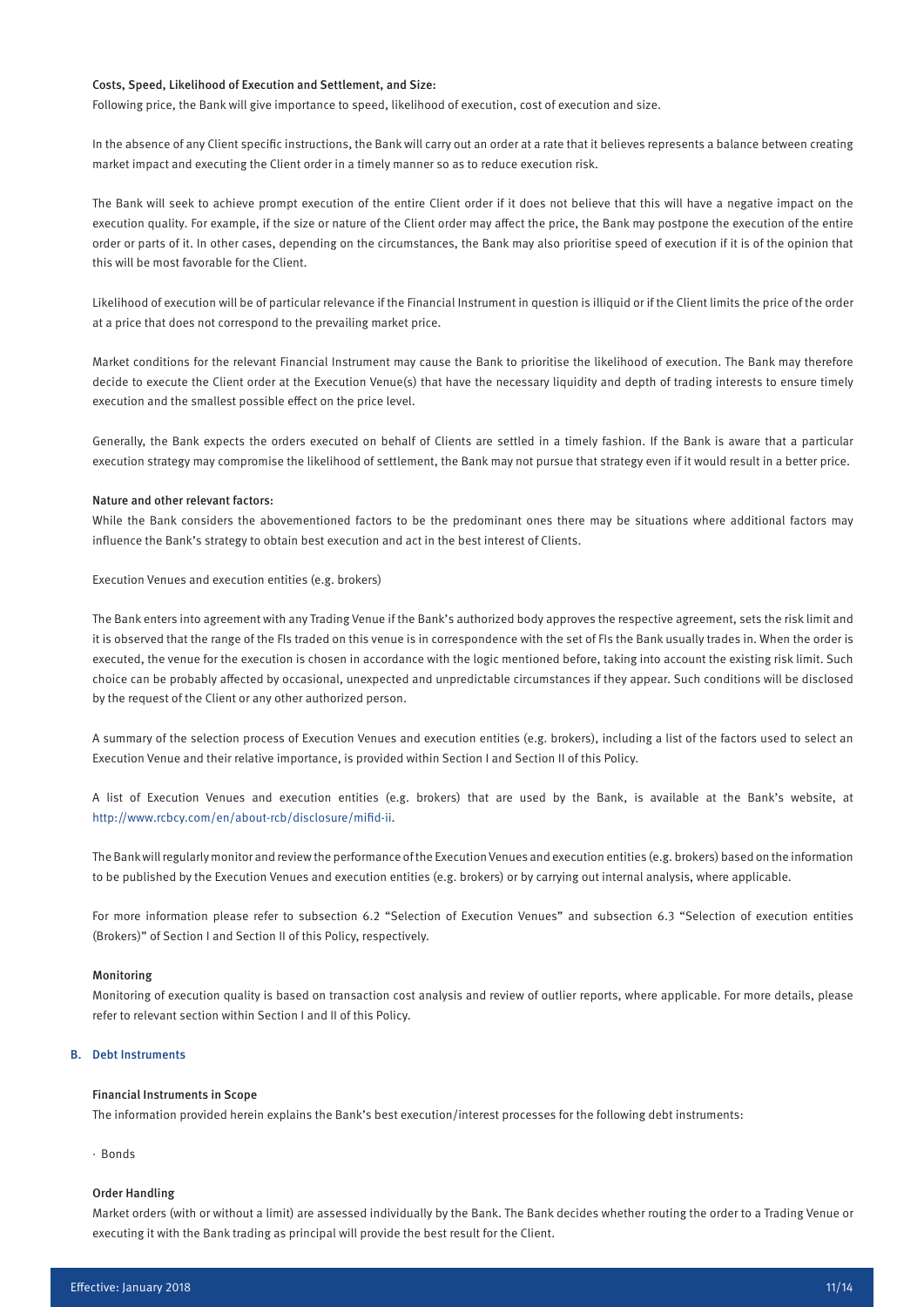#### Costs, Speed, Likelihood of Execution and Settlement, and Size:

Following price, the Bank will give importance to speed, likelihood of execution, cost of execution and size.

In the absence of any Client specific instructions, the Bank will carry out an order at a rate that it believes represents a balance between creating market impact and executing the Client order in a timely manner so as to reduce execution risk.

The Bank will seek to achieve prompt execution of the entire Client order if it does not believe that this will have a negative impact on the execution quality. For example, if the size or nature of the Client order may affect the price, the Bank may postpone the execution of the entire order or parts of it. In other cases, depending on the circumstances, the Bank may also prioritise speed of execution if it is of the opinion that this will be most favorable for the Client.

Likelihood of execution will be of particular relevance if the Financial Instrument in question is illiquid or if the Client limits the price of the order at a price that does not correspond to the prevailing market price.

Market conditions for the relevant Financial Instrument may cause the Bank to prioritise the likelihood of execution. The Bank may therefore decide to execute the Client order at the Execution Venue(s) that have the necessary liquidity and depth of trading interests to ensure timely execution and the smallest possible effect on the price level.

Generally, the Bank expects the orders executed on behalf of Clients are settled in a timely fashion. If the Bank is aware that a particular execution strategy may compromise the likelihood of settlement, the Bank may not pursue that strategy even if it would result in a better price.

#### Nature and other relevant factors:

While the Bank considers the abovementioned factors to be the predominant ones there may be situations where additional factors may influence the Bank's strategy to obtain best execution and act in the best interest of Clients.

Execution Venues and execution entities (e.g. brokers)

The Bank enters into agreement with any Trading Venue if the Bank's authorized body approves the respective agreement, sets the risk limit and it is observed that the range of the FIs traded on this venue is in correspondence with the set of FIs the Bank usually trades in. When the order is executed, the venue for the execution is chosen in accordance with the logic mentioned before, taking into account the existing risk limit. Such choice can be probably affected by occasional, unexpected and unpredictable circumstances if they appear. Such conditions will be disclosed by the request of the Client or any other authorized person.

A summary of the selection process of Execution Venues and execution entities (e.g. brokers), including a list of the factors used to select an Execution Venue and their relative importance, is provided within Section I and Section II of this Policy.

A list of Execution Venues and execution entities (e.g. brokers) that are used by the Bank, is available at the Bank's website, at http://www.rcbcy.com/en/about-rcb/disclosure/mifid-ii.

The Bank will regularly monitor and review the performance of the Execution Venues and execution entities (e.g. brokers) based on the information to be published by the Execution Venues and execution entities (e.g. brokers) or by carrying out internal analysis, where applicable.

For more information please refer to subsection 6.2 "Selection of Execution Venues" and subsection 6.3 "Selection of execution entities (Brokers)" of Section I and Section II of this Policy, respectively.

#### Monitoring

Monitoring of execution quality is based on transaction cost analysis and review of outlier reports, where applicable. For more details, please refer to relevant section within Section I and II of this Policy.

### B. Debt Instruments

#### Financial Instruments in Scope

The information provided herein explains the Bank's best execution/interest processes for the following debt instruments:

- Bonds

#### Order Handling

Market orders (with or without a limit) are assessed individually by the Bank. The Bank decides whether routing the order to a Trading Venue or executing it with the Bank trading as principal will provide the best result for the Client.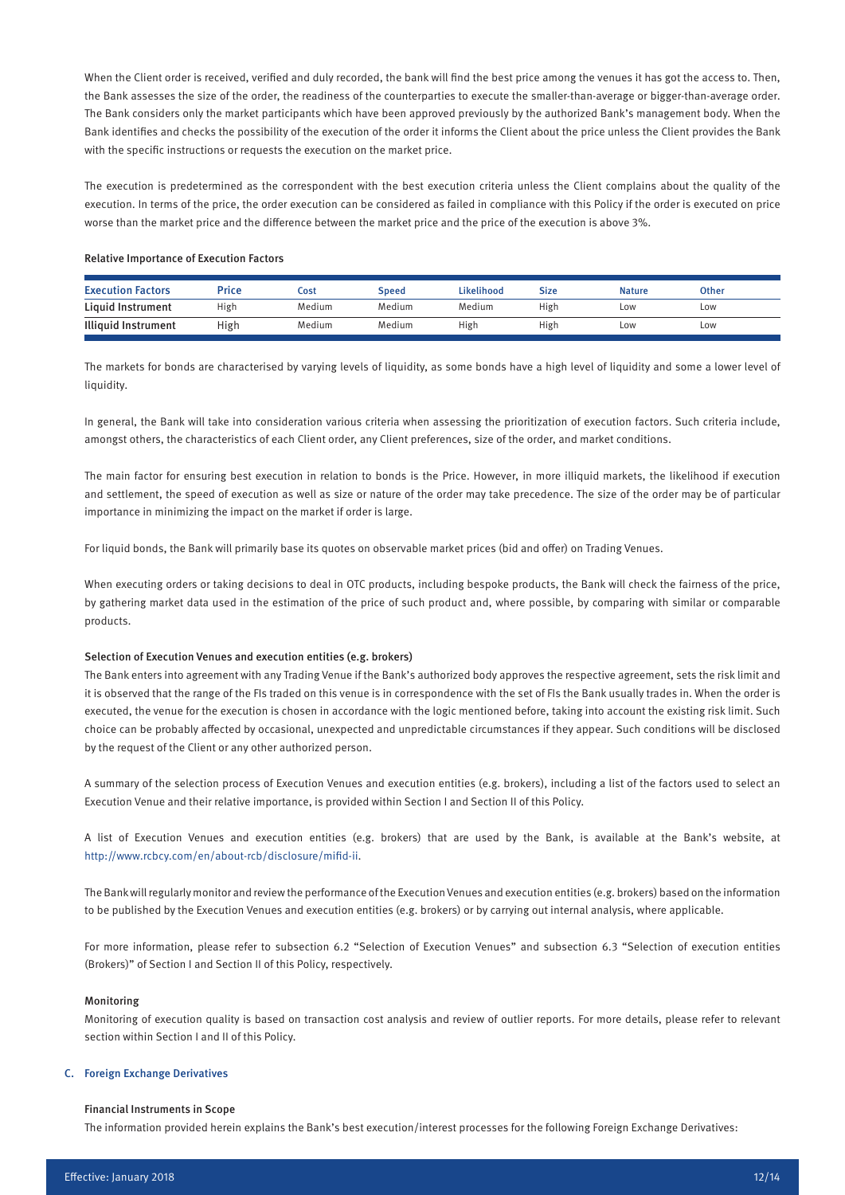When the Client order is received, verified and duly recorded, the bank will find the best price among the venues it has got the access to. Then, the Bank assesses the size of the order, the readiness of the counterparties to execute the smaller-than-average or bigger-than-average order. The Bank considers only the market participants which have been approved previously by the authorized Bank's management body. When the Bank identifies and checks the possibility of the execution of the order it informs the Client about the price unless the Client provides the Bank with the specific instructions or requests the execution on the market price.

The execution is predetermined as the correspondent with the best execution criteria unless the Client complains about the quality of the execution. In terms of the price, the order execution can be considered as failed in compliance with this Policy if the order is executed on price worse than the market price and the difference between the market price and the price of the execution is above 3%.

**Relative Importance of Execution Factors**

| Execution Factors | Price | Cost | Speed | Likelihood | Size | Nature | Other |
|---|---|---|---|---|---|---|---|
| Liquid Instrument | High | Medium | Medium | Medium | High | Low | Low |
| Illiquid Instrument | High | Medium | Medium | High | High | Low | Low |

The markets for bonds are characterised by varying levels of liquidity, as some bonds have a high level of liquidity and some a lower level of liquidity.

In general, the Bank will take into consideration various criteria when assessing the prioritization of execution factors. Such criteria include, amongst others, the characteristics of each Client order, any Client preferences, size of the order, and market conditions.

The main factor for ensuring best execution in relation to bonds is the Price. However, in more illiquid markets, the likelihood if execution and settlement, the speed of execution as well as size or nature of the order may take precedence. The size of the order may be of particular importance in minimizing the impact on the market if order is large.

For liquid bonds, the Bank will primarily base its quotes on observable market prices (bid and offer) on Trading Venues.

When executing orders or taking decisions to deal in OTC products, including bespoke products, the Bank will check the fairness of the price, by gathering market data used in the estimation of the price of such product and, where possible, by comparing with similar or comparable products.

**Selection of Execution Venues and execution entities (e.g. brokers)**

The Bank enters into agreement with any Trading Venue if the Bank's authorized body approves the respective agreement, sets the risk limit and it is observed that the range of the FIs traded on this venue is in correspondence with the set of FIs the Bank usually trades in. When the order is executed, the venue for the execution is chosen in accordance with the logic mentioned before, taking into account the existing risk limit. Such choice can be probably affected by occasional, unexpected and unpredictable circumstances if they appear. Such conditions will be disclosed by the request of the Client or any other authorized person.

A summary of the selection process of Execution Venues and execution entities (e.g. brokers), including a list of the factors used to select an Execution Venue and their relative importance, is provided within Section I and Section II of this Policy.

A list of Execution Venues and execution entities (e.g. brokers) that are used by the Bank, is available at the Bank's website, at http://www.rcbcy.com/en/about-rcb/disclosure/mifid-ii.

The Bank will regularly monitor and review the performance of the Execution Venues and execution entities (e.g. brokers) based on the information to be published by the Execution Venues and execution entities (e.g. brokers) or by carrying out internal analysis, where applicable.

For more information, please refer to subsection 6.2 "Selection of Execution Venues" and subsection 6.3 "Selection of execution entities (Brokers)" of Section I and Section II of this Policy, respectively.

**Monitoring**

Monitoring of execution quality is based on transaction cost analysis and review of outlier reports. For more details, please refer to relevant section within Section I and II of this Policy.

## C. Foreign Exchange Derivatives

**Financial Instruments in Scope**

The information provided herein explains the Bank's best execution/interest processes for the following Foreign Exchange Derivatives: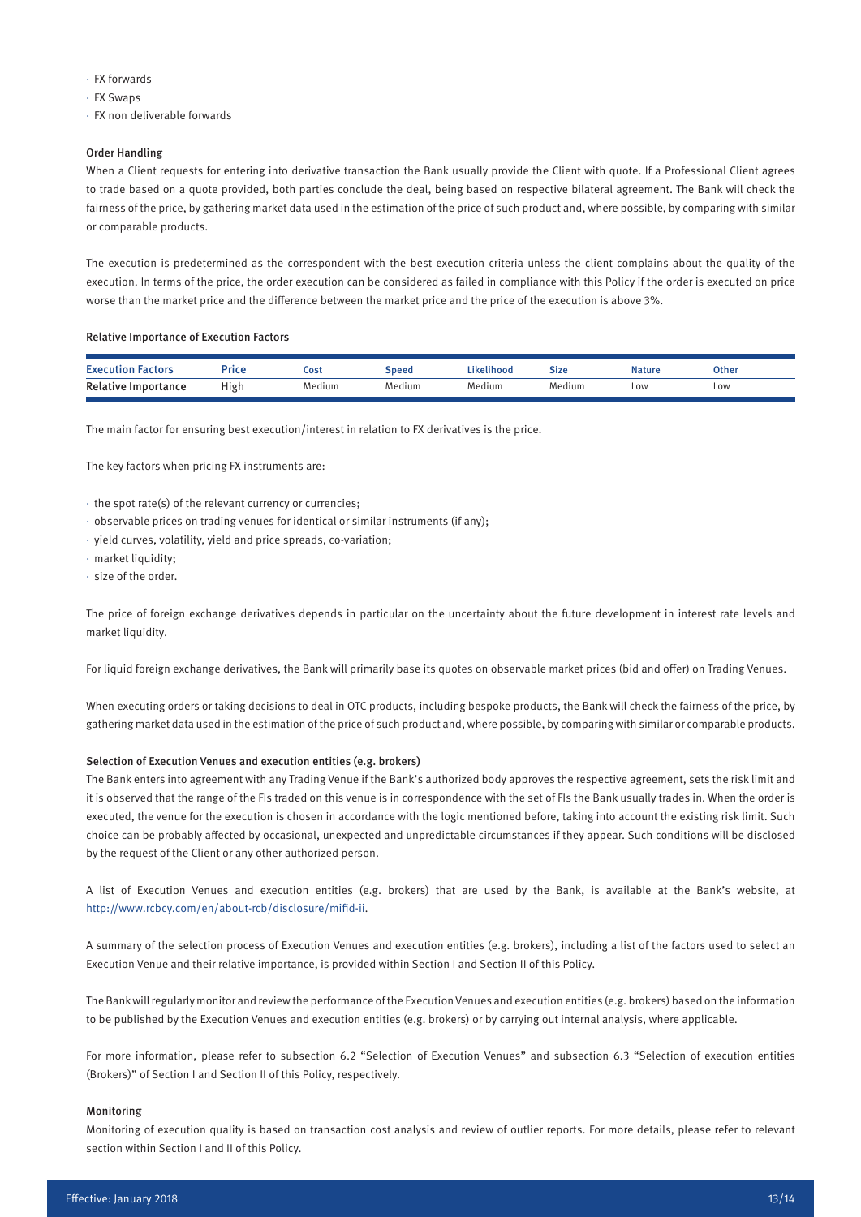- FX forwards
- FX Swaps
- FX non deliverable forwards

**Order Handling**

When a Client requests for entering into derivative transaction the Bank usually provide the Client with quote. If a Professional Client agrees to trade based on a quote provided, both parties conclude the deal, being based on respective bilateral agreement. The Bank will check the fairness of the price, by gathering market data used in the estimation of the price of such product and, where possible, by comparing with similar or comparable products.

The execution is predetermined as the correspondent with the best execution criteria unless the client complains about the quality of the execution. In terms of the price, the order execution can be considered as failed in compliance with this Policy if the order is executed on price worse than the market price and the difference between the market price and the price of the execution is above 3%.

**Relative Importance of Execution Factors**

| Execution Factors | Price | Cost | Speed | Likelihood | Size | Nature | Other |
|---|---|---|---|---|---|---|---|
| Relative Importance | High | Medium | Medium | Medium | Medium | Low | Low |

The main factor for ensuring best execution/interest in relation to FX derivatives is the price.

The key factors when pricing FX instruments are:

- the spot rate(s) of the relevant currency or currencies;
- observable prices on trading venues for identical or similar instruments (if any);
- yield curves, volatility, yield and price spreads, co-variation;
- market liquidity;
- size of the order.

The price of foreign exchange derivatives depends in particular on the uncertainty about the future development in interest rate levels and market liquidity.

For liquid foreign exchange derivatives, the Bank will primarily base its quotes on observable market prices (bid and offer) on Trading Venues.

When executing orders or taking decisions to deal in OTC products, including bespoke products, the Bank will check the fairness of the price, by gathering market data used in the estimation of the price of such product and, where possible, by comparing with similar or comparable products.

**Selection of Execution Venues and execution entities (e.g. brokers)**

The Bank enters into agreement with any Trading Venue if the Bank's authorized body approves the respective agreement, sets the risk limit and it is observed that the range of the FIs traded on this venue is in correspondence with the set of FIs the Bank usually trades in. When the order is executed, the venue for the execution is chosen in accordance with the logic mentioned before, taking into account the existing risk limit. Such choice can be probably affected by occasional, unexpected and unpredictable circumstances if they appear. Such conditions will be disclosed by the request of the Client or any other authorized person.

A list of Execution Venues and execution entities (e.g. brokers) that are used by the Bank, is available at the Bank's website, at http://www.rcbcy.com/en/about-rcb/disclosure/mifid-ii.

A summary of the selection process of Execution Venues and execution entities (e.g. brokers), including a list of the factors used to select an Execution Venue and their relative importance, is provided within Section I and Section II of this Policy.

The Bank will regularly monitor and review the performance of the Execution Venues and execution entities (e.g. brokers) based on the information to be published by the Execution Venues and execution entities (e.g. brokers) or by carrying out internal analysis, where applicable.

For more information, please refer to subsection 6.2 "Selection of Execution Venues" and subsection 6.3 "Selection of execution entities (Brokers)" of Section I and Section II of this Policy, respectively.

**Monitoring**

Monitoring of execution quality is based on transaction cost analysis and review of outlier reports. For more details, please refer to relevant section within Section I and II of this Policy.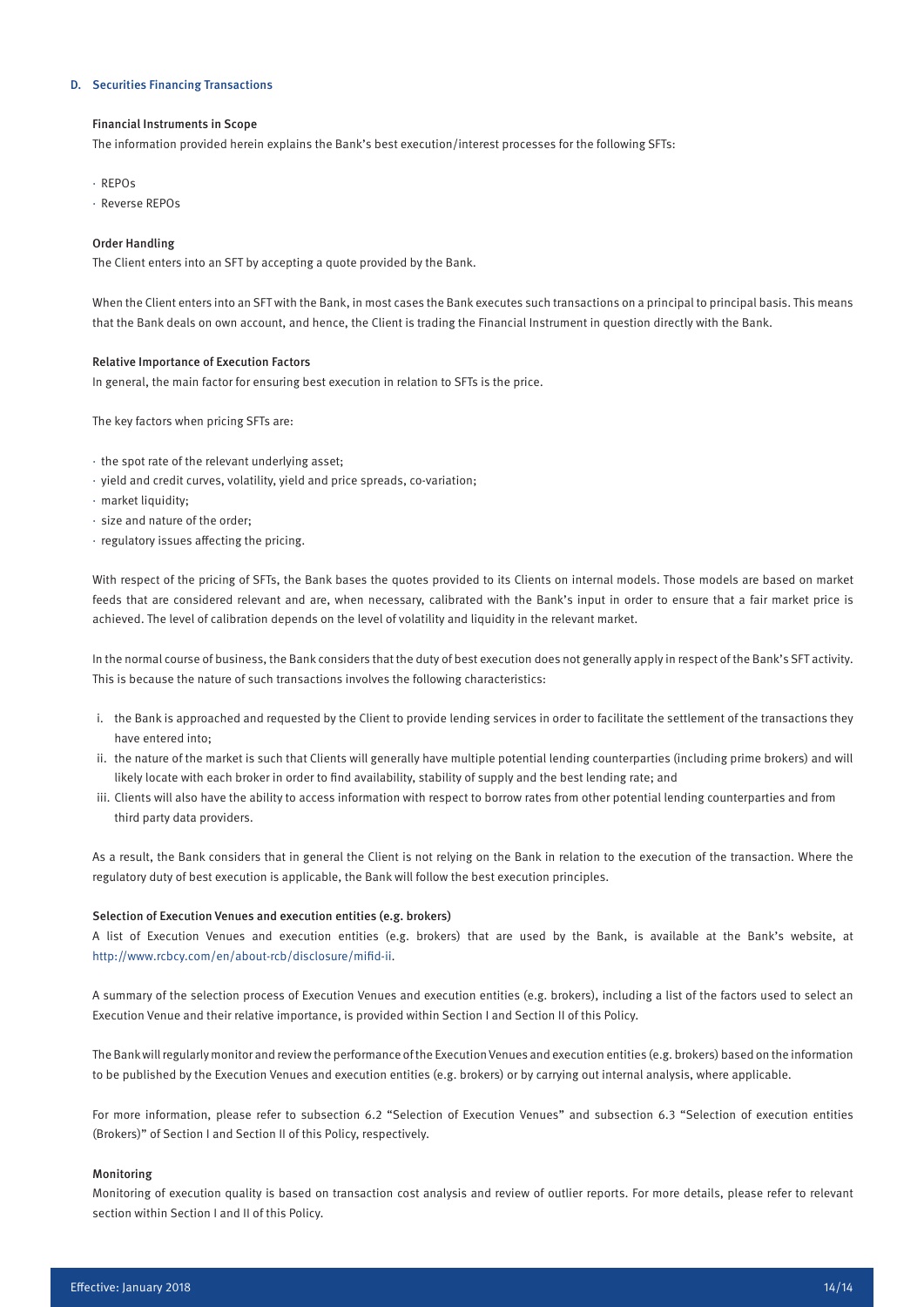## D. Securities Financing Transactions

### Financial Instruments in Scope

The information provided herein explains the Bank's best execution/interest processes for the following SFTs:

- REPOs
- Reverse REPOs

### Order Handling

The Client enters into an SFT by accepting a quote provided by the Bank.

When the Client enters into an SFT with the Bank, in most cases the Bank executes such transactions on a principal to principal basis. This means that the Bank deals on own account, and hence, the Client is trading the Financial Instrument in question directly with the Bank.

### Relative Importance of Execution Factors

In general, the main factor for ensuring best execution in relation to SFTs is the price.

The key factors when pricing SFTs are:

- the spot rate of the relevant underlying asset;
- yield and credit curves, volatility, yield and price spreads, co-variation;
- market liquidity;
- size and nature of the order;
- regulatory issues affecting the pricing.

With respect of the pricing of SFTs, the Bank bases the quotes provided to its Clients on internal models. Those models are based on market feeds that are considered relevant and are, when necessary, calibrated with the Bank's input in order to ensure that a fair market price is achieved. The level of calibration depends on the level of volatility and liquidity in the relevant market.

In the normal course of business, the Bank considers that the duty of best execution does not generally apply in respect of the Bank's SFT activity. This is because the nature of such transactions involves the following characteristics:

i. the Bank is approached and requested by the Client to provide lending services in order to facilitate the settlement of the transactions they have entered into;
ii. the nature of the market is such that Clients will generally have multiple potential lending counterparties (including prime brokers) and will likely locate with each broker in order to find availability, stability of supply and the best lending rate; and
iii. Clients will also have the ability to access information with respect to borrow rates from other potential lending counterparties and from third party data providers.

As a result, the Bank considers that in general the Client is not relying on the Bank in relation to the execution of the transaction. Where the regulatory duty of best execution is applicable, the Bank will follow the best execution principles.

### Selection of Execution Venues and execution entities (e.g. brokers)

A list of Execution Venues and execution entities (e.g. brokers) that are used by the Bank, is available at the Bank's website, at http://www.rcbcy.com/en/about-rcb/disclosure/mifid-ii.

A summary of the selection process of Execution Venues and execution entities (e.g. brokers), including a list of the factors used to select an Execution Venue and their relative importance, is provided within Section I and Section II of this Policy.

The Bank will regularly monitor and review the performance of the Execution Venues and execution entities (e.g. brokers) based on the information to be published by the Execution Venues and execution entities (e.g. brokers) or by carrying out internal analysis, where applicable.

For more information, please refer to subsection 6.2 "Selection of Execution Venues" and subsection 6.3 "Selection of execution entities (Brokers)" of Section I and Section II of this Policy, respectively.

### Monitoring

Monitoring of execution quality is based on transaction cost analysis and review of outlier reports. For more details, please refer to relevant section within Section I and II of this Policy.

Effective: January 2018